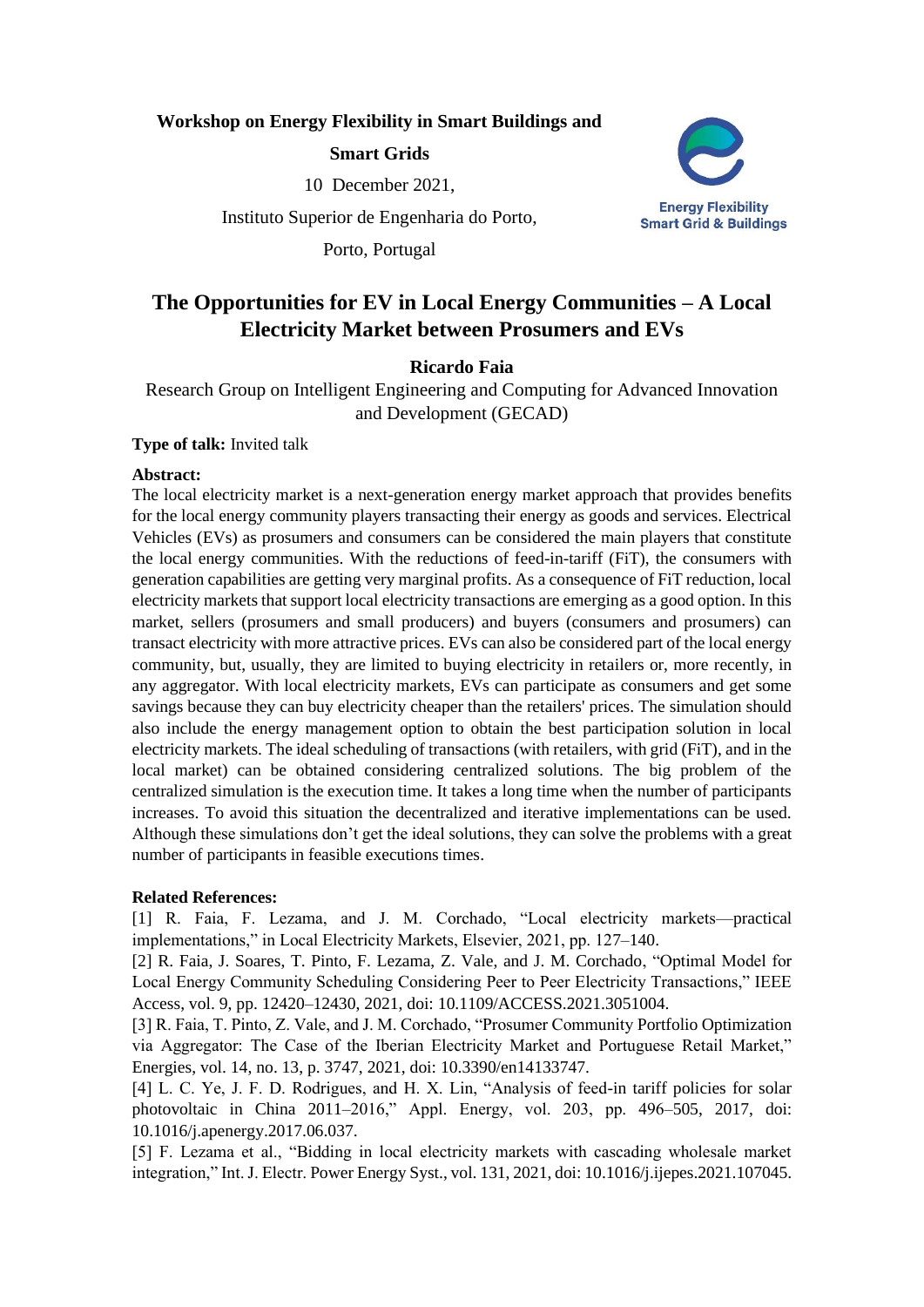**Workshop on Energy Flexibility in Smart Buildings and Smart Grids**

10 December 2021,

Instituto Superior de Engenharia do Porto,

Porto, Portugal

Energy Flexibility
Smart Grid & Buildings

# The Opportunities for EV in Local Energy Communities – A Local Electricity Market between Prosumers and EVs

**Ricardo Faia**

Research Group on Intelligent Engineering and Computing for Advanced Innovation and Development (GECAD)

**Type of talk:** Invited talk

**Abstract:**

The local electricity market is a next-generation energy market approach that provides benefits for the local energy community players transacting their energy as goods and services. Electrical Vehicles (EVs) as prosumers and consumers can be considered the main players that constitute the local energy communities. With the reductions of feed-in-tariff (FiT), the consumers with generation capabilities are getting very marginal profits. As a consequence of FiT reduction, local electricity markets that support local electricity transactions are emerging as a good option. In this market, sellers (prosumers and small producers) and buyers (consumers and prosumers) can transact electricity with more attractive prices. EVs can also be considered part of the local energy community, but, usually, they are limited to buying electricity in retailers or, more recently, in any aggregator. With local electricity markets, EVs can participate as consumers and get some savings because they can buy electricity cheaper than the retailers' prices. The simulation should also include the energy management option to obtain the best participation solution in local electricity markets. The ideal scheduling of transactions (with retailers, with grid (FiT), and in the local market) can be obtained considering centralized solutions. The big problem of the centralized simulation is the execution time. It takes a long time when the number of participants increases. To avoid this situation the decentralized and iterative implementations can be used. Although these simulations don't get the ideal solutions, they can solve the problems with a great number of participants in feasible executions times.

**Related References:**

[1] R. Faia, F. Lezama, and J. M. Corchado, "Local electricity markets—practical implementations," in Local Electricity Markets, Elsevier, 2021, pp. 127–140.

[2] R. Faia, J. Soares, T. Pinto, F. Lezama, Z. Vale, and J. M. Corchado, "Optimal Model for Local Energy Community Scheduling Considering Peer to Peer Electricity Transactions," IEEE Access, vol. 9, pp. 12420–12430, 2021, doi: 10.1109/ACCESS.2021.3051004.

[3] R. Faia, T. Pinto, Z. Vale, and J. M. Corchado, "Prosumer Community Portfolio Optimization via Aggregator: The Case of the Iberian Electricity Market and Portuguese Retail Market," Energies, vol. 14, no. 13, p. 3747, 2021, doi: 10.3390/en14133747.

[4] L. C. Ye, J. F. D. Rodrigues, and H. X. Lin, "Analysis of feed-in tariff policies for solar photovoltaic in China 2011–2016," Appl. Energy, vol. 203, pp. 496–505, 2017, doi: 10.1016/j.apenergy.2017.06.037.

[5] F. Lezama et al., "Bidding in local electricity markets with cascading wholesale market integration," Int. J. Electr. Power Energy Syst., vol. 131, 2021, doi: 10.1016/j.ijepes.2021.107045.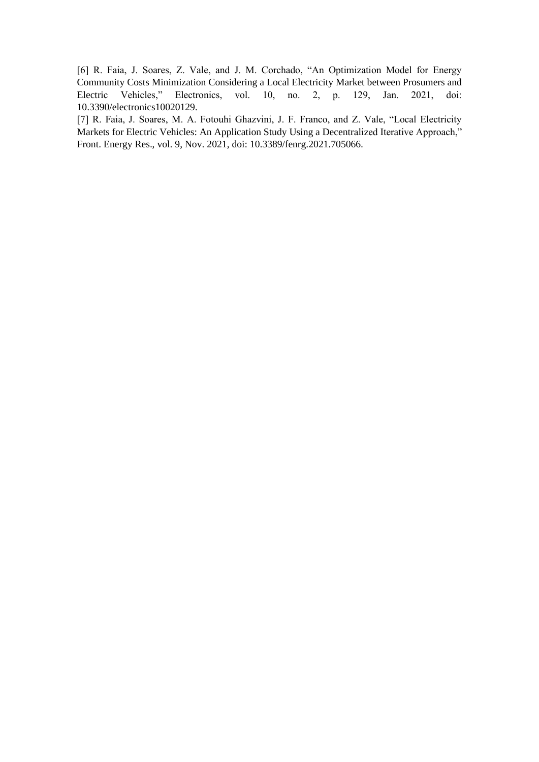[6] R. Faia, J. Soares, Z. Vale, and J. M. Corchado, "An Optimization Model for Energy Community Costs Minimization Considering a Local Electricity Market between Prosumers and Electric Vehicles," Electronics, vol. 10, no. 2, p. 129, Jan. 2021, doi: 10.3390/electronics10020129.

[7] R. Faia, J. Soares, M. A. Fotouhi Ghazvini, J. F. Franco, and Z. Vale, "Local Electricity Markets for Electric Vehicles: An Application Study Using a Decentralized Iterative Approach," Front. Energy Res., vol. 9, Nov. 2021, doi: 10.3389/fenrg.2021.705066.